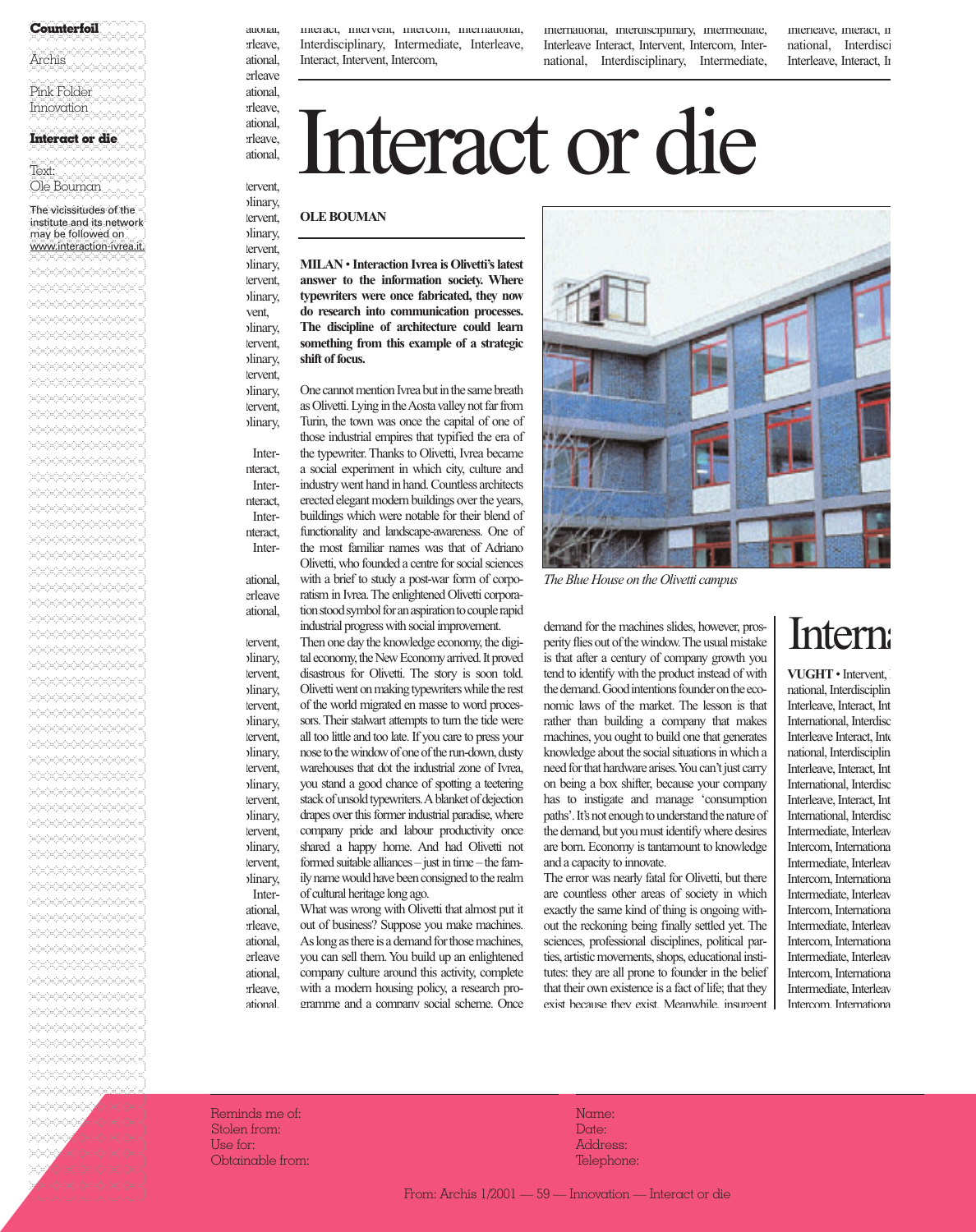Counterfoil

Archis

Pink Folder
Innovation

**Interact or die**

Text:
Ole Bouman

The vicissitudes of the institute and its network may be followed on www.interaction-ivrea.it.

# Interact or die

**OLE BOUMAN**

**MILAN • Interaction Ivrea is Olivetti's latest answer to the information society. Where typewriters were once fabricated, they now do research into communication processes. The discipline of architecture could learn something from this example of a strategic shift of focus.**

One cannot mention Ivrea but in the same breath as Olivetti. Lying in the Aosta valley not far from Turin, the town was once the capital of one of those industrial empires that typified the era of the typewriter. Thanks to Olivetti, Ivrea became a social experiment in which city, culture and industry went hand in hand. Countless architects erected elegant modern buildings over the years, buildings which were notable for their blend of functionality and landscape-awareness. One of the most familiar names was that of Adriano Olivetti, who founded a centre for social sciences with a brief to study a post-war form of corporatism in Ivrea. The enlightened Olivetti corporation stood symbol for an aspiration to couple rapid industrial progress with social improvement.

Then one day the knowledge economy, the digital economy, the New Economy arrived. It proved disastrous for Olivetti. The story is soon told. Olivetti went on making typewriters while the rest of the world migrated en masse to word processors. Their stalwart attempts to turn the tide were all too little and too late. If you care to press your nose to the window of one of the run-down, dusty warehouses that dot the industrial zone of Ivrea, you stand a good chance of spotting a teetering stack of unsold typewriters. A blanket of dejection drapes over this former industrial paradise, where company pride and labour productivity once shared a happy home. And had Olivetti not formed suitable alliances – just in time – the family name would have been consigned to the realm of cultural heritage long ago.

What was wrong with Olivetti that almost put it out of business? Suppose you make machines. As long as there is a demand for those machines, you can sell them. You build up an enlightened company culture around this activity, complete with a modern housing policy, a research programme and a company social scheme. Once demand for the machines slides, however, prosperity flies out of the window. The usual mistake is that after a century of company growth you tend to identify with the product instead of with the demand. Good intentions founder on the economic laws of the market. The lesson is that rather than building a company that makes machines, you ought to build one that generates knowledge about the social situations in which a need for that hardware arises. You can't just carry on being a box shifter, because your company has to instigate and manage 'consumption paths'. It's not enough to understand the nature of the demand, but you must identify where desires are born. Economy is tantamount to knowledge and a capacity to innovate.

The error was nearly fatal for Olivetti, but there are countless other areas of society in which exactly the same kind of thing is ongoing without the reckoning being finally settled yet. The sciences, professional disciplines, political parties, artistic movements, shops, educational institutes: they are all prone to founder in the belief that their own existence is a fact of life; that they exist because they exist. Meanwhile, insurgent

*The Blue House on the Olivetti campus*

Reminds me of:
Stolen from:
Use for:
Obtainable from:

Name:
Date:
Address:
Telephone: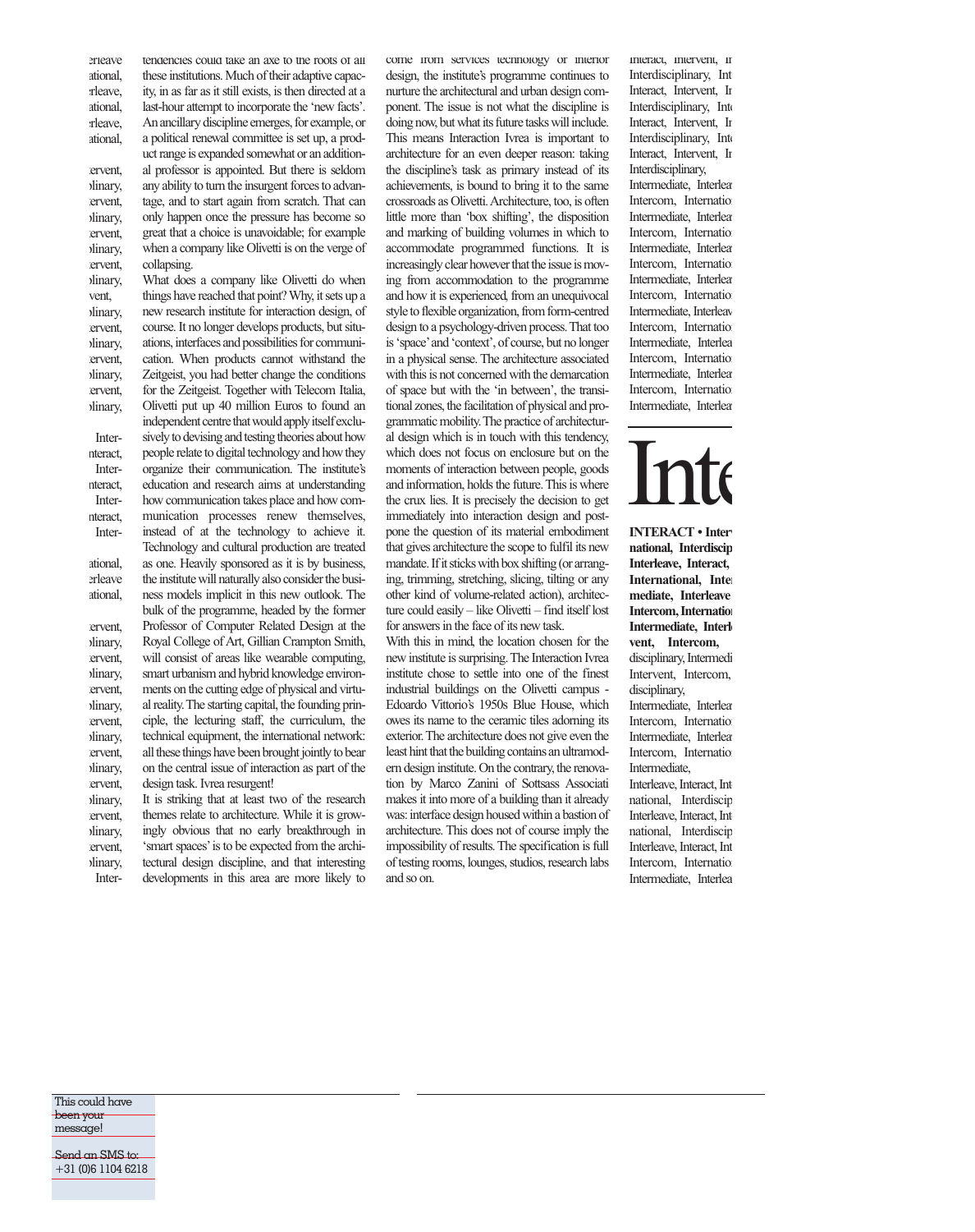tendencies could take an axe to the roots of all these institutions. Much of their adaptive capacity, in as far as it still exists, is then directed at a last-hour attempt to incorporate the 'new facts'. An ancillary discipline emerges, for example, or a political renewal committee is set up, a product range is expanded somewhat or an additional professor is appointed. But there is seldom any ability to turn the insurgent forces to advantage, and to start again from scratch. That can only happen once the pressure has become so great that a choice is unavoidable; for example when a company like Olivetti is on the verge of collapsing.

What does a company like Olivetti do when things have reached that point? Why, it sets up a new research institute for interaction design, of course. It no longer develops products, but situations, interfaces and possibilities for communication. When products cannot withstand the Zeitgeist, you had better change the conditions for the Zeitgeist. Together with Telecom Italia, Olivetti put up 40 million Euros to found an independent centre that would apply itself exclusively to devising and testing theories about how people relate to digital technology and how they organize their communication. The institute's education and research aims at understanding how communication takes place and how communication processes renew themselves, instead of at the technology to achieve it. Technology and cultural production are treated as one. Heavily sponsored as it is by business, the institute will naturally also consider the business models implicit in this new outlook. The bulk of the programme, headed by the former Professor of Computer Related Design at the Royal College of Art, Gillian Crampton Smith, will consist of areas like wearable computing, smart urbanism and hybrid knowledge environments on the cutting edge of physical and virtual reality. The starting capital, the founding principle, the lecturing staff, the curriculum, the technical equipment, the international network: all these things have been brought jointly to bear on the central issue of interaction as part of the design task. Ivrea resurgent!

It is striking that at least two of the research themes relate to architecture. While it is growingly obvious that no early breakthrough in 'smart spaces' is to be expected from the architectural design discipline, and that interesting developments in this area are more likely to come from services technology or interior design, the institute's programme continues to nurture the architectural and urban design component. The issue is not what the discipline is doing now, but what its future tasks will include. This means Interaction Ivrea is important to architecture for an even deeper reason: taking the discipline's task as primary instead of its achievements, is bound to bring it to the same crossroads as Olivetti. Architecture, too, is often little more than 'box shifting', the disposition and marking of building volumes in which to accommodate programmed functions. It is increasingly clear however that the issue is moving from accommodation to the programme and how it is experienced, from an unequivocal style to flexible organization, from form-centred design to a psychology-driven process. That too is 'space' and 'context', of course, but no longer in a physical sense. The architecture associated with this is not concerned with the demarcation of space but with the 'in between', the transitional zones, the facilitation of physical and programmatic mobility. The practice of architectural design which is in touch with this tendency, which does not focus on enclosure but on the moments of interaction between people, goods and information, holds the future. This is where the crux lies. It is precisely the decision to get immediately into interaction design and postpone the question of its material embodiment that gives architecture the scope to fulfil its new mandate. If it sticks with box shifting (or arranging, trimming, stretching, slicing, tilting or any other kind of volume-related action), architecture could easily – like Olivetti – find itself lost for answers in the face of its new task.

With this in mind, the location chosen for the new institute is surprising. The Interaction Ivrea institute chose to settle into one of the finest industrial buildings on the Olivetti campus - Edoardo Vittorio's 1950s Blue House, which owes its name to the ceramic tiles adorning its exterior. The architecture does not give even the least hint that the building contains an ultramodern design institute. On the contrary, the renovation by Marco Zanini of Sottsass Associati makes it into more of a building than it already was: interface design housed within a bastion of architecture. This does not of course imply the impossibility of results. The specification is full of testing rooms, lounges, studios, research labs and so on.

This could have been your message!

Send an SMS to: +31 (0)6 1104 6218